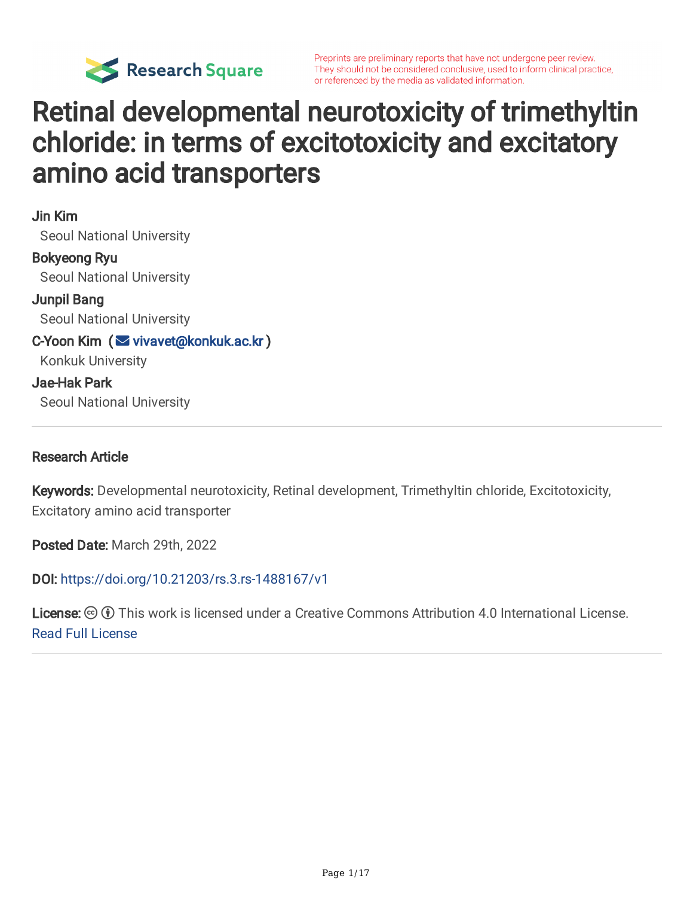Preprints are preliminary reports that have not undergone peer review. They should not be considered conclusive, used to inform clinical practice, or referenced by the media as validated information.

# Retinal developmental neurotoxicity of trimethyltin chloride: in terms of excitotoxicity and excitatory amino acid transporters

**Jin Kim**
Seoul National University

**Bokyeong Ryu**
Seoul National University

**Junpil Bang**
Seoul National University

**C-Yoon Kim** ( vivavet@konkuk.ac.kr )
Konkuk University

**Jae-Hak Park**
Seoul National University

---

**Research Article**

**Keywords:** Developmental neurotoxicity, Retinal development, Trimethyltin chloride, Excitotoxicity, Excitatory amino acid transporter

**Posted Date:** March 29th, 2022

**DOI:** https://doi.org/10.21203/rs.3.rs-1488167/v1

**License:** This work is licensed under a Creative Commons Attribution 4.0 International License. Read Full License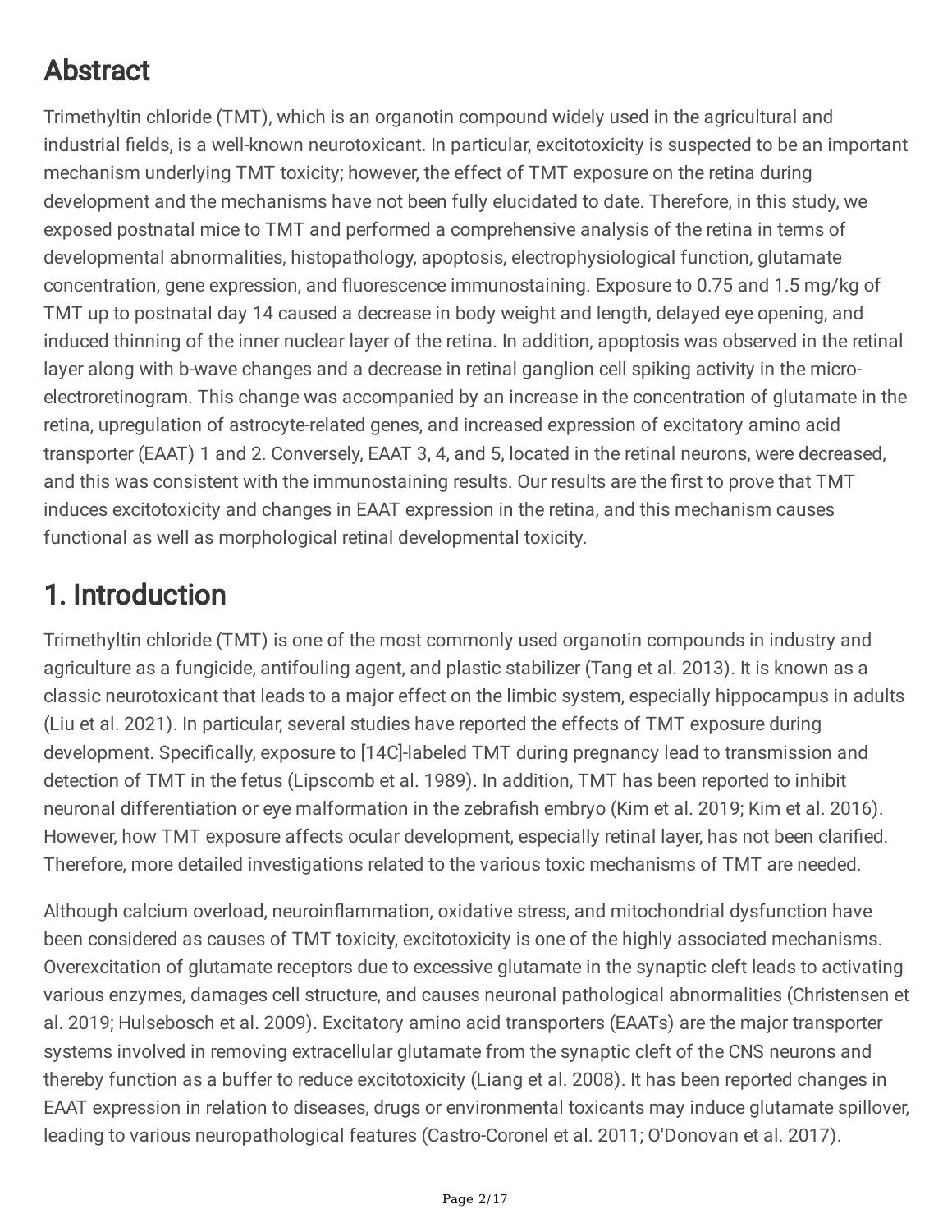# Abstract

Trimethyltin chloride (TMT), which is an organotin compound widely used in the agricultural and industrial fields, is a well-known neurotoxicant. In particular, excitotoxicity is suspected to be an important mechanism underlying TMT toxicity; however, the effect of TMT exposure on the retina during development and the mechanisms have not been fully elucidated to date. Therefore, in this study, we exposed postnatal mice to TMT and performed a comprehensive analysis of the retina in terms of developmental abnormalities, histopathology, apoptosis, electrophysiological function, glutamate concentration, gene expression, and fluorescence immunostaining. Exposure to 0.75 and 1.5 mg/kg of TMT up to postnatal day 14 caused a decrease in body weight and length, delayed eye opening, and induced thinning of the inner nuclear layer of the retina. In addition, apoptosis was observed in the retinal layer along with b-wave changes and a decrease in retinal ganglion cell spiking activity in the micro-electroretinogram. This change was accompanied by an increase in the concentration of glutamate in the retina, upregulation of astrocyte-related genes, and increased expression of excitatory amino acid transporter (EAAT) 1 and 2. Conversely, EAAT 3, 4, and 5, located in the retinal neurons, were decreased, and this was consistent with the immunostaining results. Our results are the first to prove that TMT induces excitotoxicity and changes in EAAT expression in the retina, and this mechanism causes functional as well as morphological retinal developmental toxicity.

# 1. Introduction

Trimethyltin chloride (TMT) is one of the most commonly used organotin compounds in industry and agriculture as a fungicide, antifouling agent, and plastic stabilizer (Tang et al. 2013). It is known as a classic neurotoxicant that leads to a major effect on the limbic system, especially hippocampus in adults (Liu et al. 2021). In particular, several studies have reported the effects of TMT exposure during development. Specifically, exposure to [14C]-labeled TMT during pregnancy lead to transmission and detection of TMT in the fetus (Lipscomb et al. 1989). In addition, TMT has been reported to inhibit neuronal differentiation or eye malformation in the zebrafish embryo (Kim et al. 2019; Kim et al. 2016). However, how TMT exposure affects ocular development, especially retinal layer, has not been clarified. Therefore, more detailed investigations related to the various toxic mechanisms of TMT are needed.

Although calcium overload, neuroinflammation, oxidative stress, and mitochondrial dysfunction have been considered as causes of TMT toxicity, excitotoxicity is one of the highly associated mechanisms. Overexcitation of glutamate receptors due to excessive glutamate in the synaptic cleft leads to activating various enzymes, damages cell structure, and causes neuronal pathological abnormalities (Christensen et al. 2019; Hulsebosch et al. 2009). Excitatory amino acid transporters (EAATs) are the major transporter systems involved in removing extracellular glutamate from the synaptic cleft of the CNS neurons and thereby function as a buffer to reduce excitotoxicity (Liang et al. 2008). It has been reported changes in EAAT expression in relation to diseases, drugs or environmental toxicants may induce glutamate spillover, leading to various neuropathological features (Castro-Coronel et al. 2011; O'Donovan et al. 2017).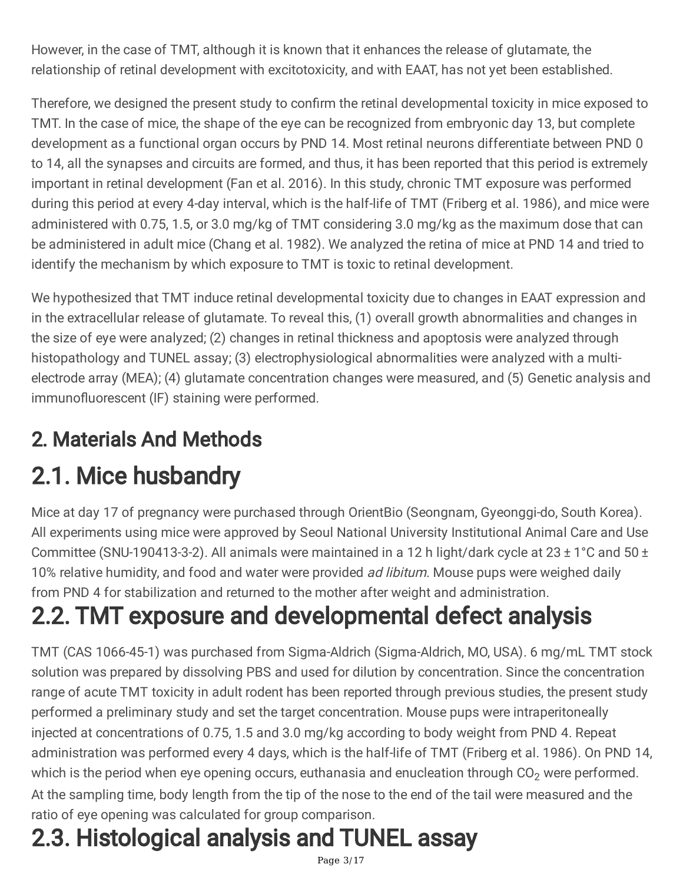However, in the case of TMT, although it is known that it enhances the release of glutamate, the relationship of retinal development with excitotoxicity, and with EAAT, has not yet been established.

Therefore, we designed the present study to confirm the retinal developmental toxicity in mice exposed to TMT. In the case of mice, the shape of the eye can be recognized from embryonic day 13, but complete development as a functional organ occurs by PND 14. Most retinal neurons differentiate between PND 0 to 14, all the synapses and circuits are formed, and thus, it has been reported that this period is extremely important in retinal development (Fan et al. 2016). In this study, chronic TMT exposure was performed during this period at every 4-day interval, which is the half-life of TMT (Friberg et al. 1986), and mice were administered with 0.75, 1.5, or 3.0 mg/kg of TMT considering 3.0 mg/kg as the maximum dose that can be administered in adult mice (Chang et al. 1982). We analyzed the retina of mice at PND 14 and tried to identify the mechanism by which exposure to TMT is toxic to retinal development.

We hypothesized that TMT induce retinal developmental toxicity due to changes in EAAT expression and in the extracellular release of glutamate. To reveal this, (1) overall growth abnormalities and changes in the size of eye were analyzed; (2) changes in retinal thickness and apoptosis were analyzed through histopathology and TUNEL assay; (3) electrophysiological abnormalities were analyzed with a multi-electrode array (MEA); (4) glutamate concentration changes were measured, and (5) Genetic analysis and immunofluorescent (IF) staining were performed.

## 2. Materials And Methods

# 2.1. Mice husbandry

Mice at day 17 of pregnancy were purchased through OrientBio (Seongnam, Gyeonggi-do, South Korea). All experiments using mice were approved by Seoul National University Institutional Animal Care and Use Committee (SNU-190413-3-2). All animals were maintained in a 12 h light/dark cycle at 23 ± 1°C and 50 ± 10% relative humidity, and food and water were provided *ad libitum*. Mouse pups were weighed daily from PND 4 for stabilization and returned to the mother after weight and administration.

# 2.2. TMT exposure and developmental defect analysis

TMT (CAS 1066-45-1) was purchased from Sigma-Aldrich (Sigma-Aldrich, MO, USA). 6 mg/mL TMT stock solution was prepared by dissolving PBS and used for dilution by concentration. Since the concentration range of acute TMT toxicity in adult rodent has been reported through previous studies, the present study performed a preliminary study and set the target concentration. Mouse pups were intraperitoneally injected at concentrations of 0.75, 1.5 and 3.0 mg/kg according to body weight from PND 4. Repeat administration was performed every 4 days, which is the half-life of TMT (Friberg et al. 1986). On PND 14, which is the period when eye opening occurs, euthanasia and enucleation through $CO_2$ were performed. At the sampling time, body length from the tip of the nose to the end of the tail were measured and the ratio of eye opening was calculated for group comparison.

# 2.3. Histological analysis and TUNEL assay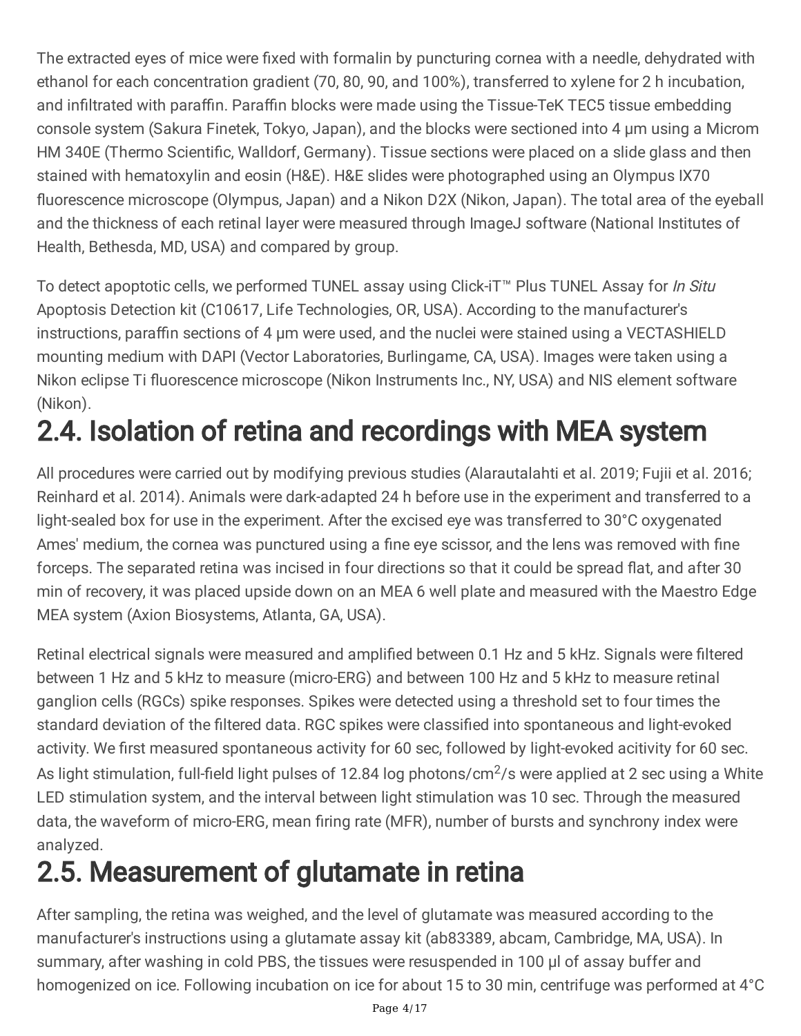The extracted eyes of mice were fixed with formalin by puncturing cornea with a needle, dehydrated with ethanol for each concentration gradient (70, 80, 90, and 100%), transferred to xylene for 2 h incubation, and infiltrated with paraffin. Paraffin blocks were made using the Tissue-TeK TEC5 tissue embedding console system (Sakura Finetek, Tokyo, Japan), and the blocks were sectioned into 4 μm using a Microm HM 340E (Thermo Scientific, Walldorf, Germany). Tissue sections were placed on a slide glass and then stained with hematoxylin and eosin (H&E). H&E slides were photographed using an Olympus IX70 fluorescence microscope (Olympus, Japan) and a Nikon D2X (Nikon, Japan). The total area of the eyeball and the thickness of each retinal layer were measured through ImageJ software (National Institutes of Health, Bethesda, MD, USA) and compared by group.

To detect apoptotic cells, we performed TUNEL assay using Click-iT™ Plus TUNEL Assay for *In Situ* Apoptosis Detection kit (C10617, Life Technologies, OR, USA). According to the manufacturer's instructions, paraffin sections of 4 μm were used, and the nuclei were stained using a VECTASHIELD mounting medium with DAPI (Vector Laboratories, Burlingame, CA, USA). Images were taken using a Nikon eclipse Ti fluorescence microscope (Nikon Instruments Inc., NY, USA) and NIS element software (Nikon).

## 2.4. Isolation of retina and recordings with MEA system

All procedures were carried out by modifying previous studies (Alarautalahti et al. 2019; Fujii et al. 2016; Reinhard et al. 2014). Animals were dark-adapted 24 h before use in the experiment and transferred to a light-sealed box for use in the experiment. After the excised eye was transferred to 30°C oxygenated Ames' medium, the cornea was punctured using a fine eye scissor, and the lens was removed with fine forceps. The separated retina was incised in four directions so that it could be spread flat, and after 30 min of recovery, it was placed upside down on an MEA 6 well plate and measured with the Maestro Edge MEA system (Axion Biosystems, Atlanta, GA, USA).

Retinal electrical signals were measured and amplified between 0.1 Hz and 5 kHz. Signals were filtered between 1 Hz and 5 kHz to measure (micro-ERG) and between 100 Hz and 5 kHz to measure retinal ganglion cells (RGCs) spike responses. Spikes were detected using a threshold set to four times the standard deviation of the filtered data. RGC spikes were classified into spontaneous and light-evoked activity. We first measured spontaneous activity for 60 sec, followed by light-evoked acitivity for 60 sec. As light stimulation, full-field light pulses of 12.84 log photons/cm$^2$/s were applied at 2 sec using a White LED stimulation system, and the interval between light stimulation was 10 sec. Through the measured data, the waveform of micro-ERG, mean firing rate (MFR), number of bursts and synchrony index were analyzed.

## 2.5. Measurement of glutamate in retina

After sampling, the retina was weighed, and the level of glutamate was measured according to the manufacturer's instructions using a glutamate assay kit (ab83389, abcam, Cambridge, MA, USA). In summary, after washing in cold PBS, the tissues were resuspended in 100 μl of assay buffer and homogenized on ice. Following incubation on ice for about 15 to 30 min, centrifuge was performed at 4°C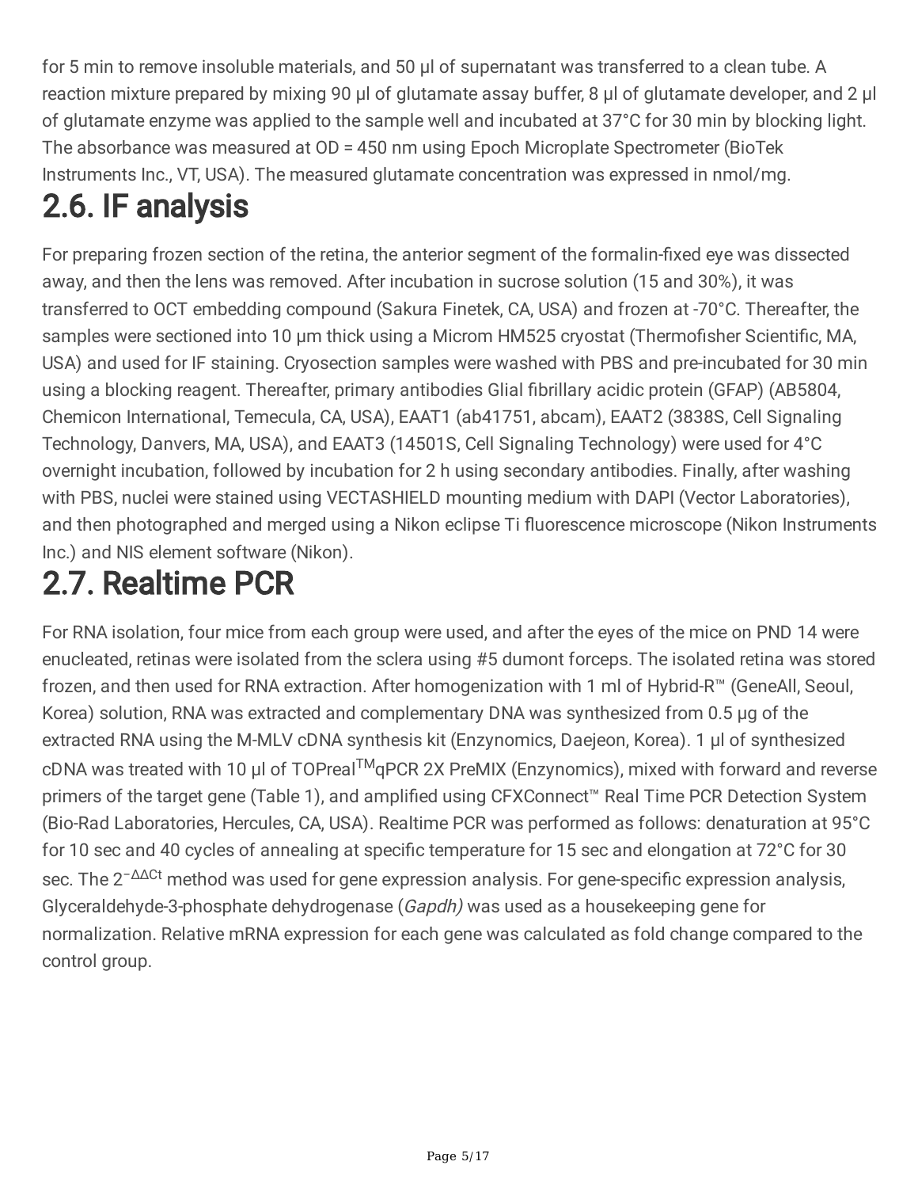for 5 min to remove insoluble materials, and 50 μl of supernatant was transferred to a clean tube. A reaction mixture prepared by mixing 90 μl of glutamate assay buffer, 8 μl of glutamate developer, and 2 μl of glutamate enzyme was applied to the sample well and incubated at 37°C for 30 min by blocking light. The absorbance was measured at OD = 450 nm using Epoch Microplate Spectrometer (BioTek Instruments Inc., VT, USA). The measured glutamate concentration was expressed in nmol/mg.

## 2.6. IF analysis

For preparing frozen section of the retina, the anterior segment of the formalin-fixed eye was dissected away, and then the lens was removed. After incubation in sucrose solution (15 and 30%), it was transferred to OCT embedding compound (Sakura Finetek, CA, USA) and frozen at -70°C. Thereafter, the samples were sectioned into 10 μm thick using a Microm HM525 cryostat (Thermofisher Scientific, MA, USA) and used for IF staining. Cryosection samples were washed with PBS and pre-incubated for 30 min using a blocking reagent. Thereafter, primary antibodies Glial fibrillary acidic protein (GFAP) (AB5804, Chemicon International, Temecula, CA, USA), EAAT1 (ab41751, abcam), EAAT2 (3838S, Cell Signaling Technology, Danvers, MA, USA), and EAAT3 (14501S, Cell Signaling Technology) were used for 4°C overnight incubation, followed by incubation for 2 h using secondary antibodies. Finally, after washing with PBS, nuclei were stained using VECTASHIELD mounting medium with DAPI (Vector Laboratories), and then photographed and merged using a Nikon eclipse Ti fluorescence microscope (Nikon Instruments Inc.) and NIS element software (Nikon).

## 2.7. Realtime PCR

For RNA isolation, four mice from each group were used, and after the eyes of the mice on PND 14 were enucleated, retinas were isolated from the sclera using #5 dumont forceps. The isolated retina was stored frozen, and then used for RNA extraction. After homogenization with 1 ml of Hybrid-R™ (GeneAll, Seoul, Korea) solution, RNA was extracted and complementary DNA was synthesized from 0.5 μg of the extracted RNA using the M-MLV cDNA synthesis kit (Enzynomics, Daejeon, Korea). 1 μl of synthesized cDNA was treated with 10 μl of TOPreal™qPCR 2X PreMIX (Enzynomics), mixed with forward and reverse primers of the target gene (Table 1), and amplified using CFXConnect™ Real Time PCR Detection System (Bio-Rad Laboratories, Hercules, CA, USA). Realtime PCR was performed as follows: denaturation at 95°C for 10 sec and 40 cycles of annealing at specific temperature for 15 sec and elongation at 72°C for 30 sec. The $2^{-\Delta\Delta Ct}$ method was used for gene expression analysis. For gene-specific expression analysis, Glyceraldehyde-3-phosphate dehydrogenase (*Gapdh)* was used as a housekeeping gene for normalization. Relative mRNA expression for each gene was calculated as fold change compared to the control group.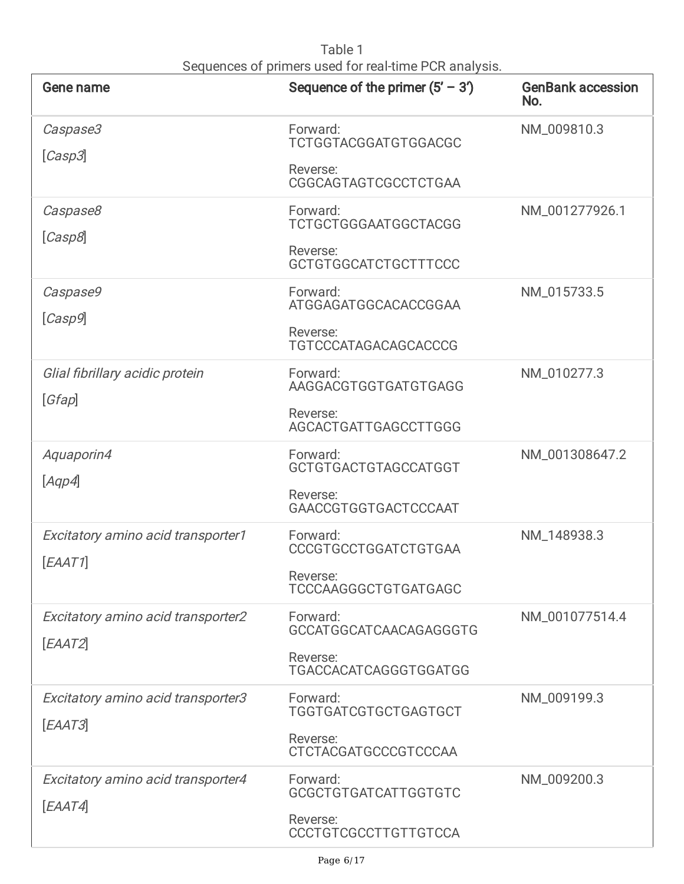Table 1
Sequences of primers used for real-time PCR analysis.

| Gene name | Sequence of the primer (5' – 3') | GenBank accession No. |
|---|---|---|
| *Caspase3* [*Casp3*] | Forward: TCTGGTACGGATGTGGACGC<br>Reverse: CGGCAGTAGTCGCCTCTGAA | NM_009810.3 |
| *Caspase8* [*Casp8*] | Forward: TCTGCTGGGAATGGCTACGG<br>Reverse: GCTGTGGCATCTGCTTTCCC | NM_001277926.1 |
| *Caspase9* [*Casp9*] | Forward: ATGGAGATGGCACACCGGAA<br>Reverse: TGTCCCATAGACAGCACCCG | NM_015733.5 |
| *Glial fibrillary acidic protein* [*Gfap*] | Forward: AAGGACGTGGTGATGTGAGG<br>Reverse: AGCACTGATTGAGCCTTGGG | NM_010277.3 |
| *Aquaporin4* [*Aqp4*] | Forward: GCTGTGACTGTAGCCATGGT<br>Reverse: GAACCGTGGTGACTCCCAAT | NM_001308647.2 |
| *Excitatory amino acid transporter1* [*EAAT1*] | Forward: CCCGTGCCTGGATCTGTGAA<br>Reverse: TCCCAAGGGCTGTGATGAGC | NM_148938.3 |
| *Excitatory amino acid transporter2* [*EAAT2*] | Forward: GCCATGGCATCAACAGAGGGTG<br>Reverse: TGACCACATCAGGGTGGATGG | NM_001077514.4 |
| *Excitatory amino acid transporter3* [*EAAT3*] | Forward: TGGTGATCGTGCTGAGTGCT<br>Reverse: CTCTACGATGCCCGTCCCAA | NM_009199.3 |
| *Excitatory amino acid transporter4* [*EAAT4*] | Forward: GCGCTGTGATCATTGGTGTC<br>Reverse: CCCTGTCGCCTTGTTGTCCA | NM_009200.3 |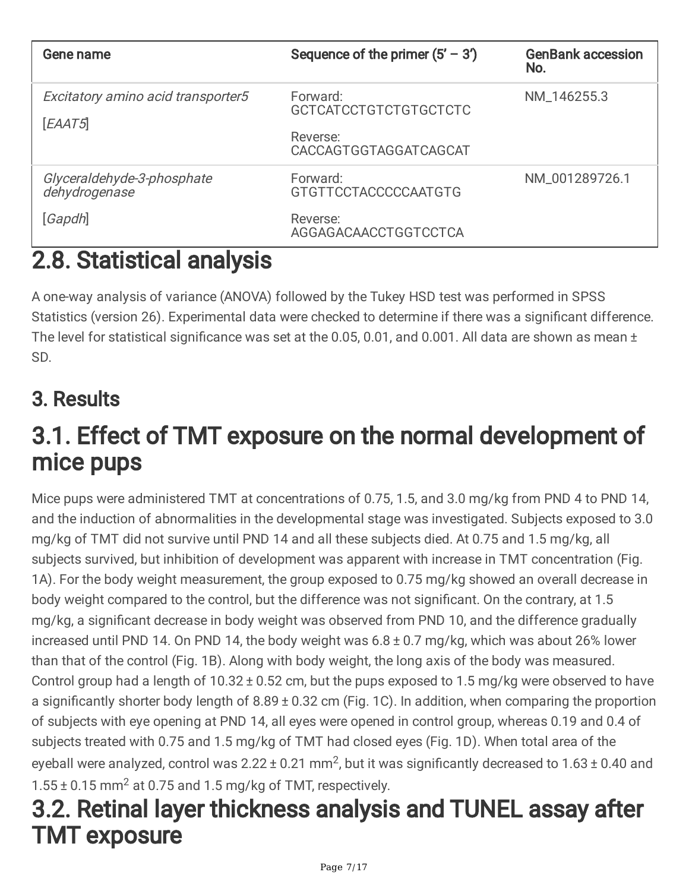| Gene name | Sequence of the primer (5' – 3') | GenBank accession No. |
|---|---|---|
| *Excitatory amino acid transporter5* [*EAAT5*] | Forward: GCTCATCCTGTCTGTGCTCTC<br>Reverse: CACCAGTGGTAGGATCAGCAT | NM_146255.3 |
| *Glyceraldehyde-3-phosphate dehydrogenase* [*Gapdh*] | Forward: GTGTTCCTACCCCCAATGTG<br>Reverse: AGGAGACAACCTGGTCCTCA | NM_001289726.1 |

# 2.8. Statistical analysis

A one-way analysis of variance (ANOVA) followed by the Tukey HSD test was performed in SPSS Statistics (version 26). Experimental data were checked to determine if there was a significant difference. The level for statistical significance was set at the 0.05, 0.01, and 0.001. All data are shown as mean ± SD.

## 3. Results

# 3.1. Effect of TMT exposure on the normal development of mice pups

Mice pups were administered TMT at concentrations of 0.75, 1.5, and 3.0 mg/kg from PND 4 to PND 14, and the induction of abnormalities in the developmental stage was investigated. Subjects exposed to 3.0 mg/kg of TMT did not survive until PND 14 and all these subjects died. At 0.75 and 1.5 mg/kg, all subjects survived, but inhibition of development was apparent with increase in TMT concentration (Fig. 1A). For the body weight measurement, the group exposed to 0.75 mg/kg showed an overall decrease in body weight compared to the control, but the difference was not significant. On the contrary, at 1.5 mg/kg, a significant decrease in body weight was observed from PND 10, and the difference gradually increased until PND 14. On PND 14, the body weight was 6.8 ± 0.7 mg/kg, which was about 26% lower than that of the control (Fig. 1B). Along with body weight, the long axis of the body was measured. Control group had a length of 10.32 ± 0.52 cm, but the pups exposed to 1.5 mg/kg were observed to have a significantly shorter body length of 8.89 ± 0.32 cm (Fig. 1C). In addition, when comparing the proportion of subjects with eye opening at PND 14, all eyes were opened in control group, whereas 0.19 and 0.4 of subjects treated with 0.75 and 1.5 mg/kg of TMT had closed eyes (Fig. 1D). When total area of the eyeball were analyzed, control was 2.22 ± 0.21 $mm^2$, but it was significantly decreased to 1.63 ± 0.40 and 1.55 ± 0.15 $mm^2$ at 0.75 and 1.5 mg/kg of TMT, respectively.

# 3.2. Retinal layer thickness analysis and TUNEL assay after TMT exposure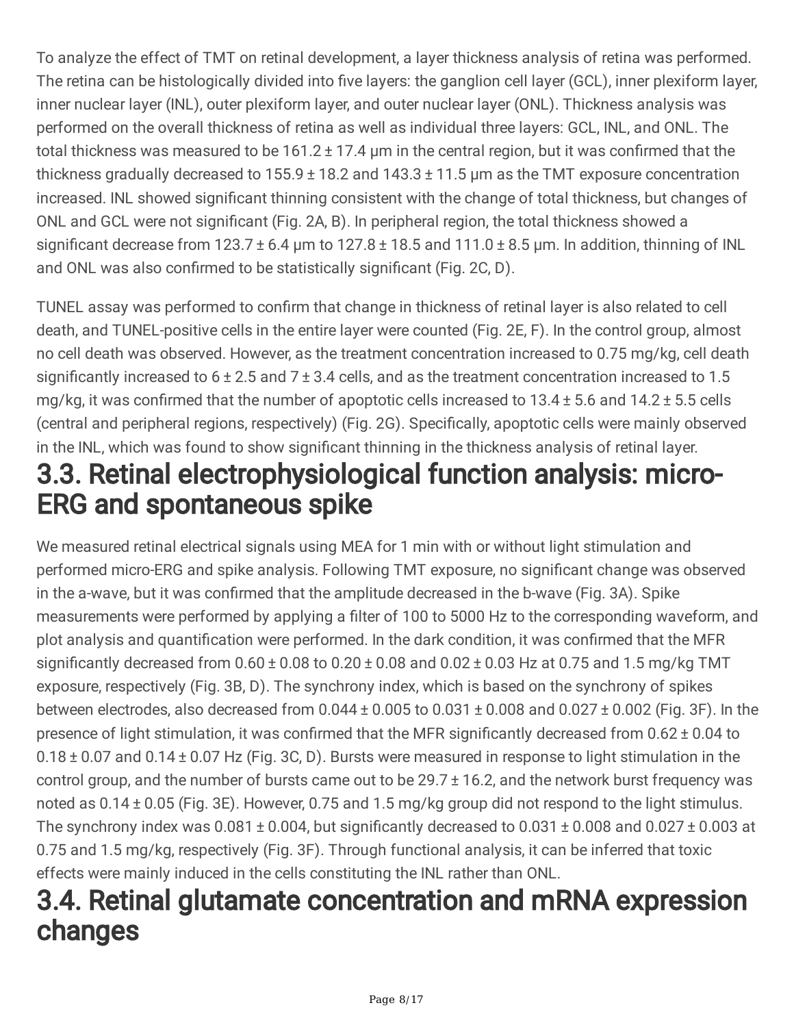To analyze the effect of TMT on retinal development, a layer thickness analysis of retina was performed. The retina can be histologically divided into five layers: the ganglion cell layer (GCL), inner plexiform layer, inner nuclear layer (INL), outer plexiform layer, and outer nuclear layer (ONL). Thickness analysis was performed on the overall thickness of retina as well as individual three layers: GCL, INL, and ONL. The total thickness was measured to be 161.2 ± 17.4 μm in the central region, but it was confirmed that the thickness gradually decreased to 155.9 ± 18.2 and 143.3 ± 11.5 μm as the TMT exposure concentration increased. INL showed significant thinning consistent with the change of total thickness, but changes of ONL and GCL were not significant (Fig. 2A, B). In peripheral region, the total thickness showed a significant decrease from 123.7 ± 6.4 μm to 127.8 ± 18.5 and 111.0 ± 8.5 μm. In addition, thinning of INL and ONL was also confirmed to be statistically significant (Fig. 2C, D).

TUNEL assay was performed to confirm that change in thickness of retinal layer is also related to cell death, and TUNEL-positive cells in the entire layer were counted (Fig. 2E, F). In the control group, almost no cell death was observed. However, as the treatment concentration increased to 0.75 mg/kg, cell death significantly increased to 6 ± 2.5 and 7 ± 3.4 cells, and as the treatment concentration increased to 1.5 mg/kg, it was confirmed that the number of apoptotic cells increased to 13.4 ± 5.6 and 14.2 ± 5.5 cells (central and peripheral regions, respectively) (Fig. 2G). Specifically, apoptotic cells were mainly observed in the INL, which was found to show significant thinning in the thickness analysis of retinal layer.

## 3.3. Retinal electrophysiological function analysis: micro-ERG and spontaneous spike

We measured retinal electrical signals using MEA for 1 min with or without light stimulation and performed micro-ERG and spike analysis. Following TMT exposure, no significant change was observed in the a-wave, but it was confirmed that the amplitude decreased in the b-wave (Fig. 3A). Spike measurements were performed by applying a filter of 100 to 5000 Hz to the corresponding waveform, and plot analysis and quantification were performed. In the dark condition, it was confirmed that the MFR significantly decreased from 0.60 ± 0.08 to 0.20 ± 0.08 and 0.02 ± 0.03 Hz at 0.75 and 1.5 mg/kg TMT exposure, respectively (Fig. 3B, D). The synchrony index, which is based on the synchrony of spikes between electrodes, also decreased from 0.044 ± 0.005 to 0.031 ± 0.008 and 0.027 ± 0.002 (Fig. 3F). In the presence of light stimulation, it was confirmed that the MFR significantly decreased from 0.62 ± 0.04 to 0.18 ± 0.07 and 0.14 ± 0.07 Hz (Fig. 3C, D). Bursts were measured in response to light stimulation in the control group, and the number of bursts came out to be 29.7 ± 16.2, and the network burst frequency was noted as 0.14 ± 0.05 (Fig. 3E). However, 0.75 and 1.5 mg/kg group did not respond to the light stimulus. The synchrony index was 0.081 ± 0.004, but significantly decreased to 0.031 ± 0.008 and 0.027 ± 0.003 at 0.75 and 1.5 mg/kg, respectively (Fig. 3F). Through functional analysis, it can be inferred that toxic effects were mainly induced in the cells constituting the INL rather than ONL.

## 3.4. Retinal glutamate concentration and mRNA expression changes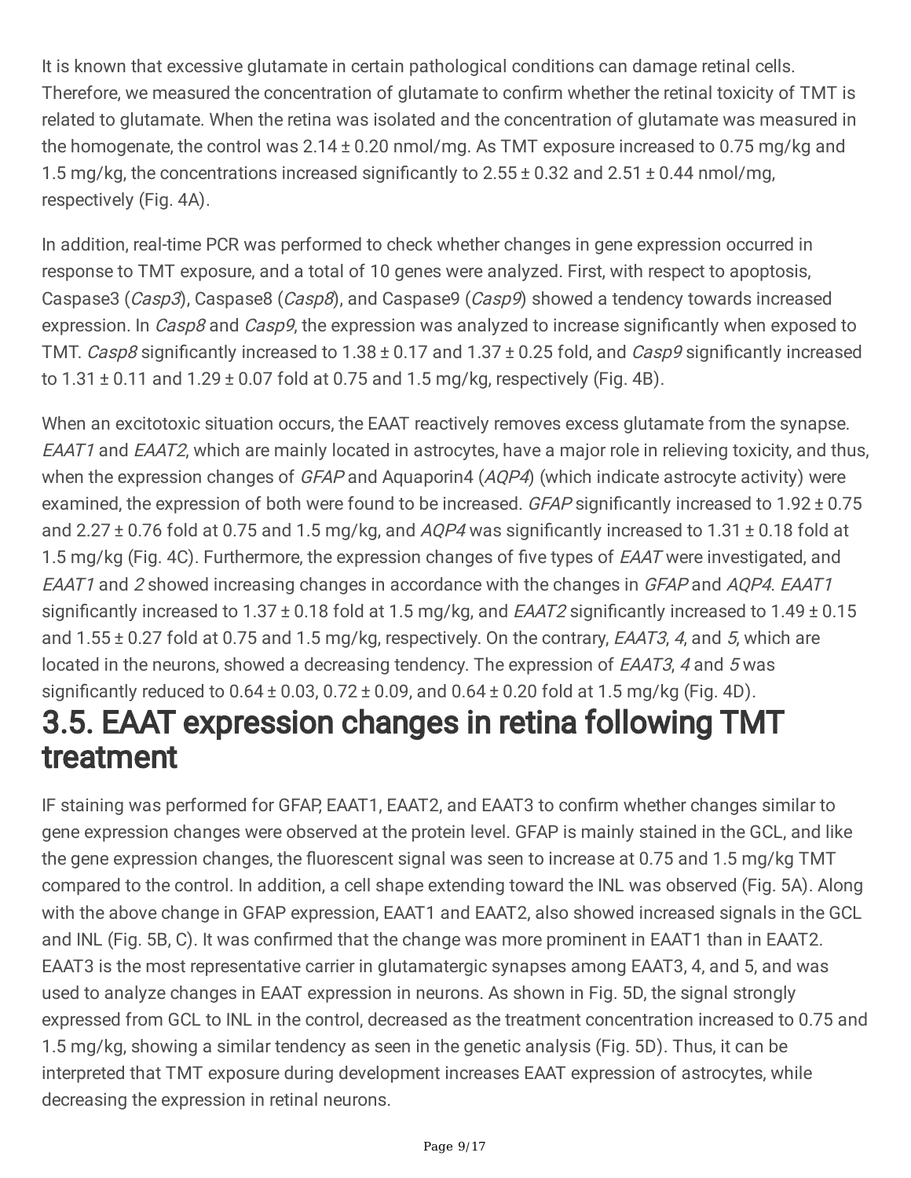It is known that excessive glutamate in certain pathological conditions can damage retinal cells. Therefore, we measured the concentration of glutamate to confirm whether the retinal toxicity of TMT is related to glutamate. When the retina was isolated and the concentration of glutamate was measured in the homogenate, the control was 2.14 ± 0.20 nmol/mg. As TMT exposure increased to 0.75 mg/kg and 1.5 mg/kg, the concentrations increased significantly to 2.55 ± 0.32 and 2.51 ± 0.44 nmol/mg, respectively (Fig. 4A).

In addition, real-time PCR was performed to check whether changes in gene expression occurred in response to TMT exposure, and a total of 10 genes were analyzed. First, with respect to apoptosis, Caspase3 (*Casp3*), Caspase8 (*Casp8*), and Caspase9 (*Casp9*) showed a tendency towards increased expression. In *Casp8* and *Casp9*, the expression was analyzed to increase significantly when exposed to TMT. *Casp8* significantly increased to 1.38 ± 0.17 and 1.37 ± 0.25 fold, and *Casp9* significantly increased to 1.31 ± 0.11 and 1.29 ± 0.07 fold at 0.75 and 1.5 mg/kg, respectively (Fig. 4B).

When an excitotoxic situation occurs, the EAAT reactively removes excess glutamate from the synapse. *EAAT1* and *EAAT2*, which are mainly located in astrocytes, have a major role in relieving toxicity, and thus, when the expression changes of *GFAP* and Aquaporin4 (*AQP4*) (which indicate astrocyte activity) were examined, the expression of both were found to be increased. *GFAP* significantly increased to 1.92 ± 0.75 and 2.27 ± 0.76 fold at 0.75 and 1.5 mg/kg, and *AQP4* was significantly increased to 1.31 ± 0.18 fold at 1.5 mg/kg (Fig. 4C). Furthermore, the expression changes of five types of *EAAT* were investigated, and *EAAT1* and *2* showed increasing changes in accordance with the changes in *GFAP* and *AQP4*. *EAAT1* significantly increased to 1.37 ± 0.18 fold at 1.5 mg/kg, and *EAAT2* significantly increased to 1.49 ± 0.15 and 1.55 ± 0.27 fold at 0.75 and 1.5 mg/kg, respectively. On the contrary, *EAAT3*, *4*, and *5*, which are located in the neurons, showed a decreasing tendency. The expression of *EAAT3*, *4* and *5* was significantly reduced to 0.64 ± 0.03, 0.72 ± 0.09, and 0.64 ± 0.20 fold at 1.5 mg/kg (Fig. 4D).

## 3.5. EAAT expression changes in retina following TMT treatment

IF staining was performed for GFAP, EAAT1, EAAT2, and EAAT3 to confirm whether changes similar to gene expression changes were observed at the protein level. GFAP is mainly stained in the GCL, and like the gene expression changes, the fluorescent signal was seen to increase at 0.75 and 1.5 mg/kg TMT compared to the control. In addition, a cell shape extending toward the INL was observed (Fig. 5A). Along with the above change in GFAP expression, EAAT1 and EAAT2, also showed increased signals in the GCL and INL (Fig. 5B, C). It was confirmed that the change was more prominent in EAAT1 than in EAAT2. EAAT3 is the most representative carrier in glutamatergic synapses among EAAT3, 4, and 5, and was used to analyze changes in EAAT expression in neurons. As shown in Fig. 5D, the signal strongly expressed from GCL to INL in the control, decreased as the treatment concentration increased to 0.75 and 1.5 mg/kg, showing a similar tendency as seen in the genetic analysis (Fig. 5D). Thus, it can be interpreted that TMT exposure during development increases EAAT expression of astrocytes, while decreasing the expression in retinal neurons.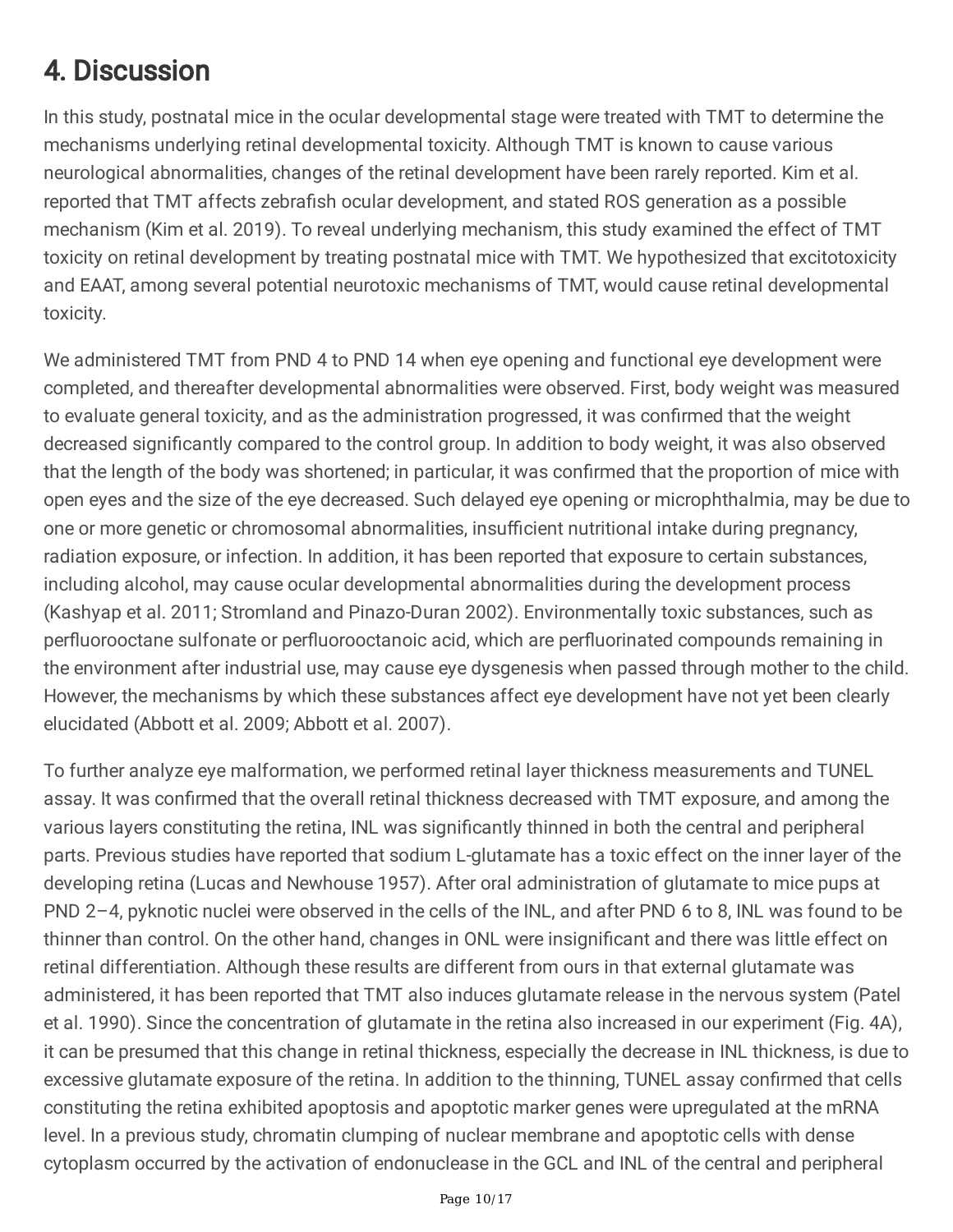# 4. Discussion

In this study, postnatal mice in the ocular developmental stage were treated with TMT to determine the mechanisms underlying retinal developmental toxicity. Although TMT is known to cause various neurological abnormalities, changes of the retinal development have been rarely reported. Kim et al. reported that TMT affects zebrafish ocular development, and stated ROS generation as a possible mechanism (Kim et al. 2019). To reveal underlying mechanism, this study examined the effect of TMT toxicity on retinal development by treating postnatal mice with TMT. We hypothesized that excitotoxicity and EAAT, among several potential neurotoxic mechanisms of TMT, would cause retinal developmental toxicity.

We administered TMT from PND 4 to PND 14 when eye opening and functional eye development were completed, and thereafter developmental abnormalities were observed. First, body weight was measured to evaluate general toxicity, and as the administration progressed, it was confirmed that the weight decreased significantly compared to the control group. In addition to body weight, it was also observed that the length of the body was shortened; in particular, it was confirmed that the proportion of mice with open eyes and the size of the eye decreased. Such delayed eye opening or microphthalmia, may be due to one or more genetic or chromosomal abnormalities, insufficient nutritional intake during pregnancy, radiation exposure, or infection. In addition, it has been reported that exposure to certain substances, including alcohol, may cause ocular developmental abnormalities during the development process (Kashyap et al. 2011; Stromland and Pinazo-Duran 2002). Environmentally toxic substances, such as perfluorooctane sulfonate or perfluorooctanoic acid, which are perfluorinated compounds remaining in the environment after industrial use, may cause eye dysgenesis when passed through mother to the child. However, the mechanisms by which these substances affect eye development have not yet been clearly elucidated (Abbott et al. 2009; Abbott et al. 2007).

To further analyze eye malformation, we performed retinal layer thickness measurements and TUNEL assay. It was confirmed that the overall retinal thickness decreased with TMT exposure, and among the various layers constituting the retina, INL was significantly thinned in both the central and peripheral parts. Previous studies have reported that sodium L-glutamate has a toxic effect on the inner layer of the developing retina (Lucas and Newhouse 1957). After oral administration of glutamate to mice pups at PND 2–4, pyknotic nuclei were observed in the cells of the INL, and after PND 6 to 8, INL was found to be thinner than control. On the other hand, changes in ONL were insignificant and there was little effect on retinal differentiation. Although these results are different from ours in that external glutamate was administered, it has been reported that TMT also induces glutamate release in the nervous system (Patel et al. 1990). Since the concentration of glutamate in the retina also increased in our experiment (Fig. 4A), it can be presumed that this change in retinal thickness, especially the decrease in INL thickness, is due to excessive glutamate exposure of the retina. In addition to the thinning, TUNEL assay confirmed that cells constituting the retina exhibited apoptosis and apoptotic marker genes were upregulated at the mRNA level. In a previous study, chromatin clumping of nuclear membrane and apoptotic cells with dense cytoplasm occurred by the activation of endonuclease in the GCL and INL of the central and peripheral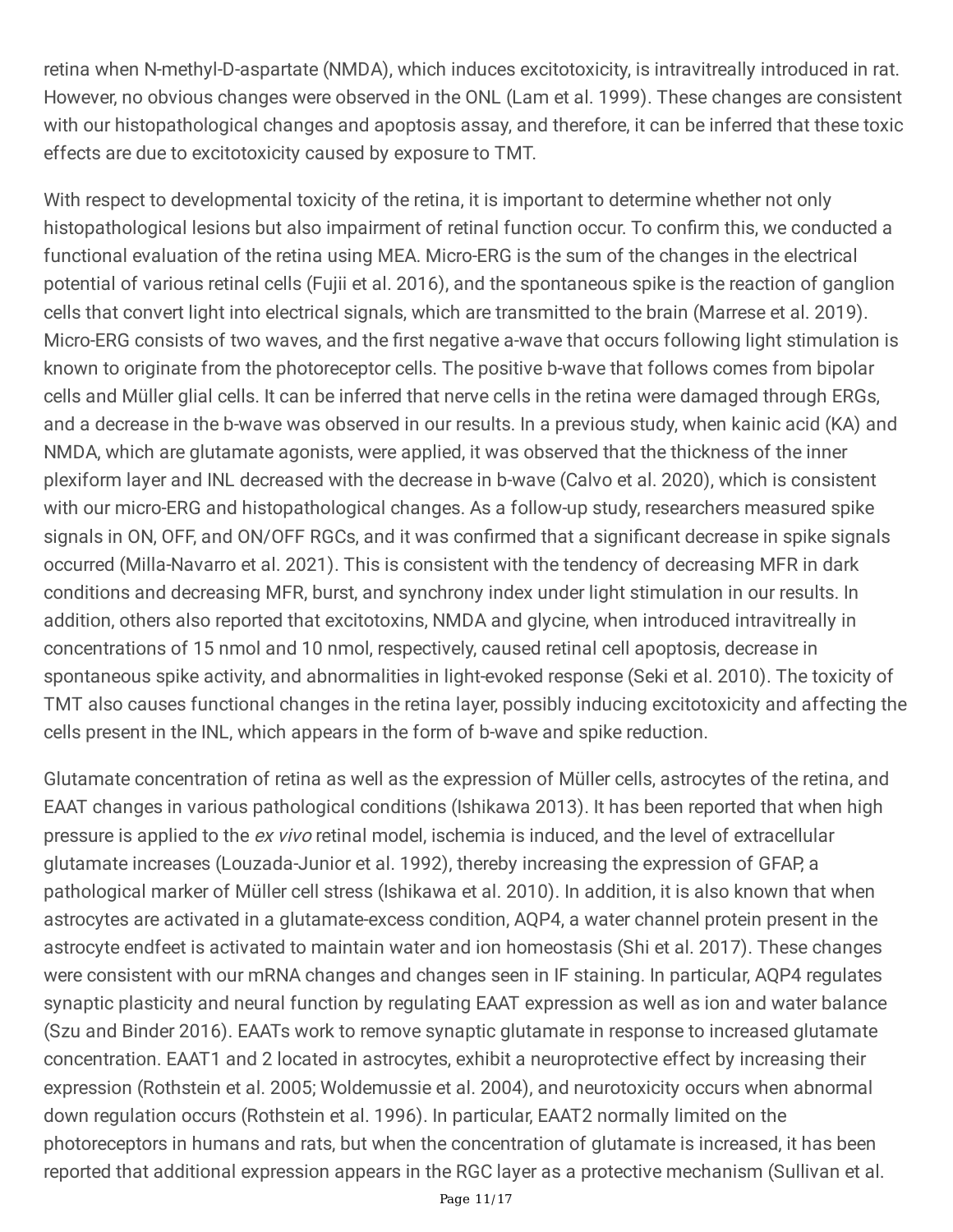retina when N-methyl-D-aspartate (NMDA), which induces excitotoxicity, is intravitreally introduced in rat. However, no obvious changes were observed in the ONL (Lam et al. 1999). These changes are consistent with our histopathological changes and apoptosis assay, and therefore, it can be inferred that these toxic effects are due to excitotoxicity caused by exposure to TMT.

With respect to developmental toxicity of the retina, it is important to determine whether not only histopathological lesions but also impairment of retinal function occur. To confirm this, we conducted a functional evaluation of the retina using MEA. Micro-ERG is the sum of the changes in the electrical potential of various retinal cells (Fujii et al. 2016), and the spontaneous spike is the reaction of ganglion cells that convert light into electrical signals, which are transmitted to the brain (Marrese et al. 2019). Micro-ERG consists of two waves, and the first negative a-wave that occurs following light stimulation is known to originate from the photoreceptor cells. The positive b-wave that follows comes from bipolar cells and Müller glial cells. It can be inferred that nerve cells in the retina were damaged through ERGs, and a decrease in the b-wave was observed in our results. In a previous study, when kainic acid (KA) and NMDA, which are glutamate agonists, were applied, it was observed that the thickness of the inner plexiform layer and INL decreased with the decrease in b-wave (Calvo et al. 2020), which is consistent with our micro-ERG and histopathological changes. As a follow-up study, researchers measured spike signals in ON, OFF, and ON/OFF RGCs, and it was confirmed that a significant decrease in spike signals occurred (Milla-Navarro et al. 2021). This is consistent with the tendency of decreasing MFR in dark conditions and decreasing MFR, burst, and synchrony index under light stimulation in our results. In addition, others also reported that excitotoxins, NMDA and glycine, when introduced intravitreally in concentrations of 15 nmol and 10 nmol, respectively, caused retinal cell apoptosis, decrease in spontaneous spike activity, and abnormalities in light-evoked response (Seki et al. 2010). The toxicity of TMT also causes functional changes in the retina layer, possibly inducing excitotoxicity and affecting the cells present in the INL, which appears in the form of b-wave and spike reduction.

Glutamate concentration of retina as well as the expression of Müller cells, astrocytes of the retina, and EAAT changes in various pathological conditions (Ishikawa 2013). It has been reported that when high pressure is applied to the *ex vivo* retinal model, ischemia is induced, and the level of extracellular glutamate increases (Louzada-Junior et al. 1992), thereby increasing the expression of GFAP, a pathological marker of Müller cell stress (Ishikawa et al. 2010). In addition, it is also known that when astrocytes are activated in a glutamate-excess condition, AQP4, a water channel protein present in the astrocyte endfeet is activated to maintain water and ion homeostasis (Shi et al. 2017). These changes were consistent with our mRNA changes and changes seen in IF staining. In particular, AQP4 regulates synaptic plasticity and neural function by regulating EAAT expression as well as ion and water balance (Szu and Binder 2016). EAATs work to remove synaptic glutamate in response to increased glutamate concentration. EAAT1 and 2 located in astrocytes, exhibit a neuroprotective effect by increasing their expression (Rothstein et al. 2005; Woldemussie et al. 2004), and neurotoxicity occurs when abnormal down regulation occurs (Rothstein et al. 1996). In particular, EAAT2 normally limited on the photoreceptors in humans and rats, but when the concentration of glutamate is increased, it has been reported that additional expression appears in the RGC layer as a protective mechanism (Sullivan et al.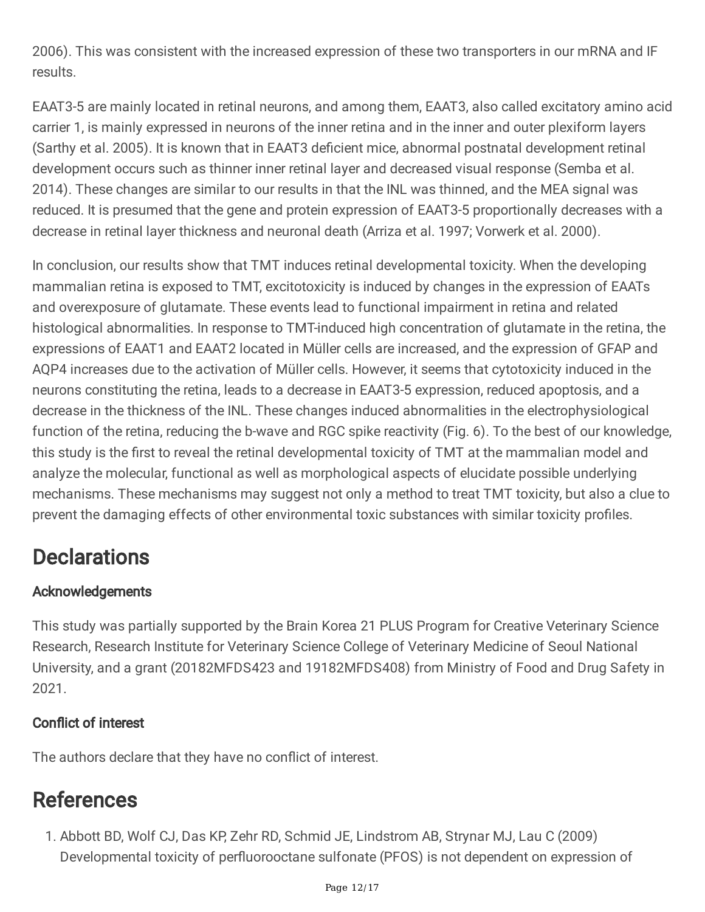2006). This was consistent with the increased expression of these two transporters in our mRNA and IF results.

EAAT3-5 are mainly located in retinal neurons, and among them, EAAT3, also called excitatory amino acid carrier 1, is mainly expressed in neurons of the inner retina and in the inner and outer plexiform layers (Sarthy et al. 2005). It is known that in EAAT3 deficient mice, abnormal postnatal development retinal development occurs such as thinner inner retinal layer and decreased visual response (Semba et al. 2014). These changes are similar to our results in that the INL was thinned, and the MEA signal was reduced. It is presumed that the gene and protein expression of EAAT3-5 proportionally decreases with a decrease in retinal layer thickness and neuronal death (Arriza et al. 1997; Vorwerk et al. 2000).

In conclusion, our results show that TMT induces retinal developmental toxicity. When the developing mammalian retina is exposed to TMT, excitotoxicity is induced by changes in the expression of EAATs and overexposure of glutamate. These events lead to functional impairment in retina and related histological abnormalities. In response to TMT-induced high concentration of glutamate in the retina, the expressions of EAAT1 and EAAT2 located in Müller cells are increased, and the expression of GFAP and AQP4 increases due to the activation of Müller cells. However, it seems that cytotoxicity induced in the neurons constituting the retina, leads to a decrease in EAAT3-5 expression, reduced apoptosis, and a decrease in the thickness of the INL. These changes induced abnormalities in the electrophysiological function of the retina, reducing the b-wave and RGC spike reactivity (Fig. 6). To the best of our knowledge, this study is the first to reveal the retinal developmental toxicity of TMT at the mammalian model and analyze the molecular, functional as well as morphological aspects of elucidate possible underlying mechanisms. These mechanisms may suggest not only a method to treat TMT toxicity, but also a clue to prevent the damaging effects of other environmental toxic substances with similar toxicity profiles.

# Declarations

### Acknowledgements

This study was partially supported by the Brain Korea 21 PLUS Program for Creative Veterinary Science Research, Research Institute for Veterinary Science College of Veterinary Medicine of Seoul National University, and a grant (20182MFDS423 and 19182MFDS408) from Ministry of Food and Drug Safety in 2021.

### Conflict of interest

The authors declare that they have no conflict of interest.

# References

1. Abbott BD, Wolf CJ, Das KP, Zehr RD, Schmid JE, Lindstrom AB, Strynar MJ, Lau C (2009) Developmental toxicity of perfluorooctane sulfonate (PFOS) is not dependent on expression of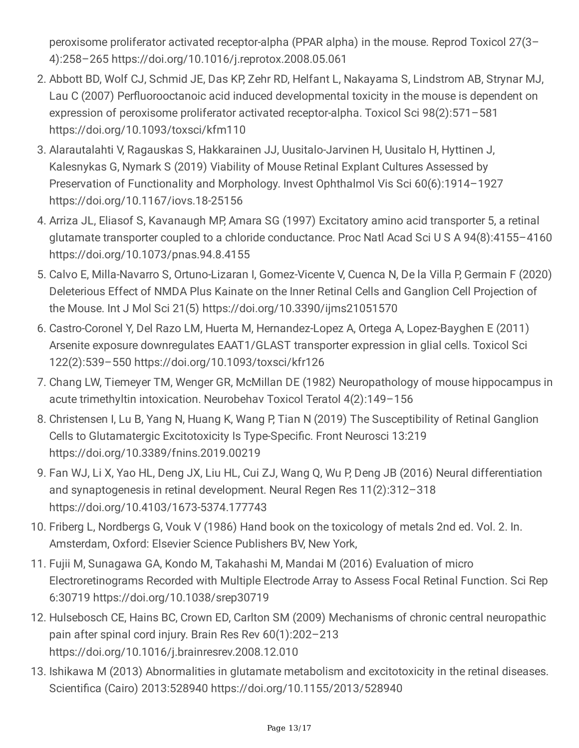peroxisome proliferator activated receptor-alpha (PPAR alpha) in the mouse. Reprod Toxicol 27(3–4):258–265 https://doi.org/10.1016/j.reprotox.2008.05.061

2. Abbott BD, Wolf CJ, Schmid JE, Das KP, Zehr RD, Helfant L, Nakayama S, Lindstrom AB, Strynar MJ, Lau C (2007) Perfluorooctanoic acid induced developmental toxicity in the mouse is dependent on expression of peroxisome proliferator activated receptor-alpha. Toxicol Sci 98(2):571–581 https://doi.org/10.1093/toxsci/kfm110
3. Alarautalahti V, Ragauskas S, Hakkarainen JJ, Uusitalo-Jarvinen H, Uusitalo H, Hyttinen J, Kalesnykas G, Nymark S (2019) Viability of Mouse Retinal Explant Cultures Assessed by Preservation of Functionality and Morphology. Invest Ophthalmol Vis Sci 60(6):1914–1927 https://doi.org/10.1167/iovs.18-25156
4. Arriza JL, Eliasof S, Kavanaugh MP, Amara SG (1997) Excitatory amino acid transporter 5, a retinal glutamate transporter coupled to a chloride conductance. Proc Natl Acad Sci U S A 94(8):4155–4160 https://doi.org/10.1073/pnas.94.8.4155
5. Calvo E, Milla-Navarro S, Ortuno-Lizaran I, Gomez-Vicente V, Cuenca N, De la Villa P, Germain F (2020) Deleterious Effect of NMDA Plus Kainate on the Inner Retinal Cells and Ganglion Cell Projection of the Mouse. Int J Mol Sci 21(5) https://doi.org/10.3390/ijms21051570
6. Castro-Coronel Y, Del Razo LM, Huerta M, Hernandez-Lopez A, Ortega A, Lopez-Bayghen E (2011) Arsenite exposure downregulates EAAT1/GLAST transporter expression in glial cells. Toxicol Sci 122(2):539–550 https://doi.org/10.1093/toxsci/kfr126
7. Chang LW, Tiemeyer TM, Wenger GR, McMillan DE (1982) Neuropathology of mouse hippocampus in acute trimethyltin intoxication. Neurobehav Toxicol Teratol 4(2):149–156
8. Christensen I, Lu B, Yang N, Huang K, Wang P, Tian N (2019) The Susceptibility of Retinal Ganglion Cells to Glutamatergic Excitotoxicity Is Type-Specific. Front Neurosci 13:219 https://doi.org/10.3389/fnins.2019.00219
9. Fan WJ, Li X, Yao HL, Deng JX, Liu HL, Cui ZJ, Wang Q, Wu P, Deng JB (2016) Neural differentiation and synaptogenesis in retinal development. Neural Regen Res 11(2):312–318 https://doi.org/10.4103/1673-5374.177743
10. Friberg L, Nordbergs G, Vouk V (1986) Hand book on the toxicology of metals 2nd ed. Vol. 2. In. Amsterdam, Oxford: Elsevier Science Publishers BV, New York,
11. Fujii M, Sunagawa GA, Kondo M, Takahashi M, Mandai M (2016) Evaluation of micro Electroretinograms Recorded with Multiple Electrode Array to Assess Focal Retinal Function. Sci Rep 6:30719 https://doi.org/10.1038/srep30719
12. Hulsebosch CE, Hains BC, Crown ED, Carlton SM (2009) Mechanisms of chronic central neuropathic pain after spinal cord injury. Brain Res Rev 60(1):202–213 https://doi.org/10.1016/j.brainresrev.2008.12.010
13. Ishikawa M (2013) Abnormalities in glutamate metabolism and excitotoxicity in the retinal diseases. Scientifica (Cairo) 2013:528940 https://doi.org/10.1155/2013/528940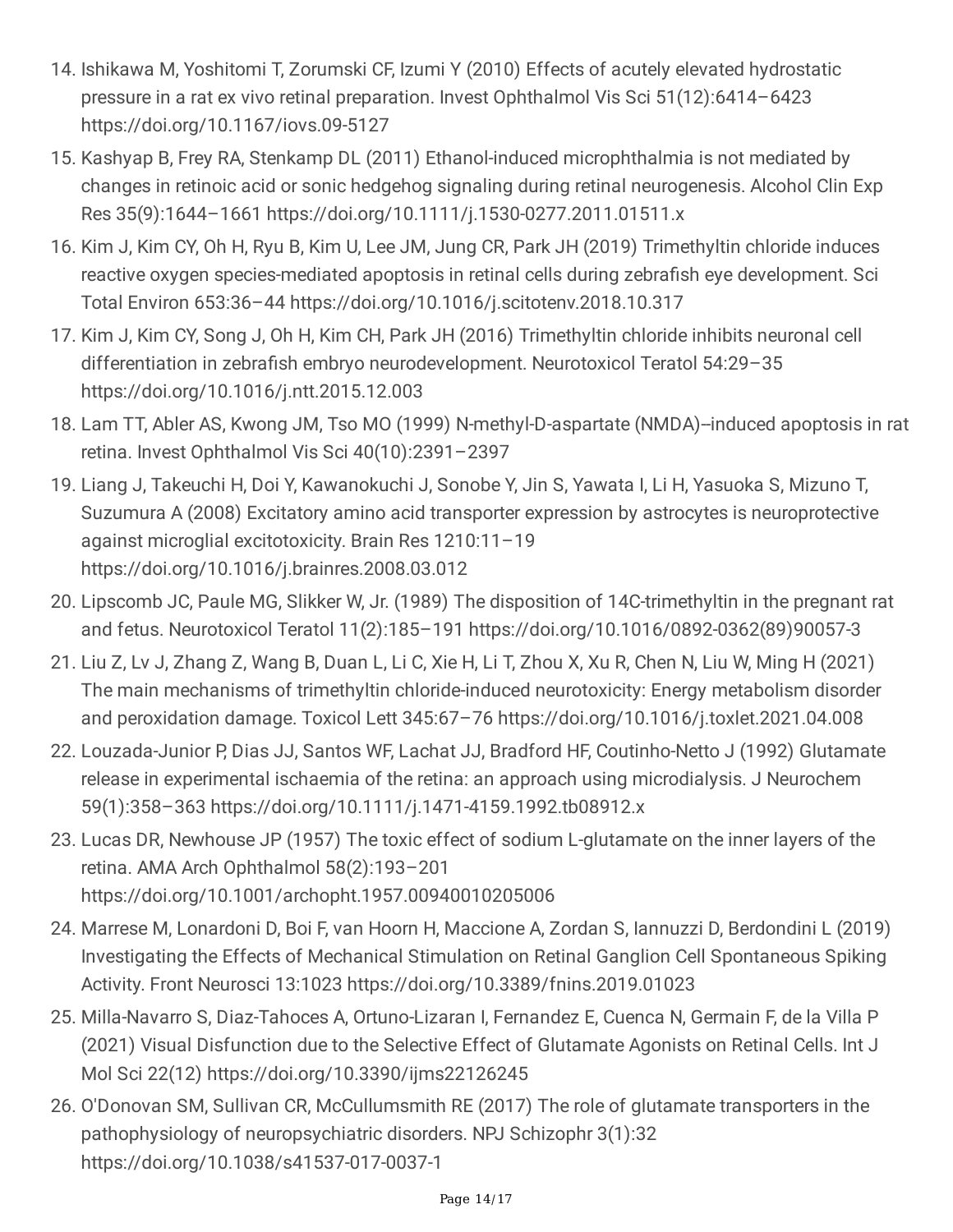14. Ishikawa M, Yoshitomi T, Zorumski CF, Izumi Y (2010) Effects of acutely elevated hydrostatic pressure in a rat ex vivo retinal preparation. Invest Ophthalmol Vis Sci 51(12):6414–6423 https://doi.org/10.1167/iovs.09-5127
15. Kashyap B, Frey RA, Stenkamp DL (2011) Ethanol-induced microphthalmia is not mediated by changes in retinoic acid or sonic hedgehog signaling during retinal neurogenesis. Alcohol Clin Exp Res 35(9):1644–1661 https://doi.org/10.1111/j.1530-0277.2011.01511.x
16. Kim J, Kim CY, Oh H, Ryu B, Kim U, Lee JM, Jung CR, Park JH (2019) Trimethyltin chloride induces reactive oxygen species-mediated apoptosis in retinal cells during zebrafish eye development. Sci Total Environ 653:36–44 https://doi.org/10.1016/j.scitotenv.2018.10.317
17. Kim J, Kim CY, Song J, Oh H, Kim CH, Park JH (2016) Trimethyltin chloride inhibits neuronal cell differentiation in zebrafish embryo neurodevelopment. Neurotoxicol Teratol 54:29–35 https://doi.org/10.1016/j.ntt.2015.12.003
18. Lam TT, Abler AS, Kwong JM, Tso MO (1999) N-methyl-D-aspartate (NMDA)--induced apoptosis in rat retina. Invest Ophthalmol Vis Sci 40(10):2391–2397
19. Liang J, Takeuchi H, Doi Y, Kawanokuchi J, Sonobe Y, Jin S, Yawata I, Li H, Yasuoka S, Mizuno T, Suzumura A (2008) Excitatory amino acid transporter expression by astrocytes is neuroprotective against microglial excitotoxicity. Brain Res 1210:11–19 https://doi.org/10.1016/j.brainres.2008.03.012
20. Lipscomb JC, Paule MG, Slikker W, Jr. (1989) The disposition of 14C-trimethyltin in the pregnant rat and fetus. Neurotoxicol Teratol 11(2):185–191 https://doi.org/10.1016/0892-0362(89)90057-3
21. Liu Z, Lv J, Zhang Z, Wang B, Duan L, Li C, Xie H, Li T, Zhou X, Xu R, Chen N, Liu W, Ming H (2021) The main mechanisms of trimethyltin chloride-induced neurotoxicity: Energy metabolism disorder and peroxidation damage. Toxicol Lett 345:67–76 https://doi.org/10.1016/j.toxlet.2021.04.008
22. Louzada-Junior P, Dias JJ, Santos WF, Lachat JJ, Bradford HF, Coutinho-Netto J (1992) Glutamate release in experimental ischaemia of the retina: an approach using microdialysis. J Neurochem 59(1):358–363 https://doi.org/10.1111/j.1471-4159.1992.tb08912.x
23. Lucas DR, Newhouse JP (1957) The toxic effect of sodium L-glutamate on the inner layers of the retina. AMA Arch Ophthalmol 58(2):193–201 https://doi.org/10.1001/archopht.1957.00940010205006
24. Marrese M, Lonardoni D, Boi F, van Hoorn H, Maccione A, Zordan S, Iannuzzi D, Berdondini L (2019) Investigating the Effects of Mechanical Stimulation on Retinal Ganglion Cell Spontaneous Spiking Activity. Front Neurosci 13:1023 https://doi.org/10.3389/fnins.2019.01023
25. Milla-Navarro S, Diaz-Tahoces A, Ortuno-Lizaran I, Fernandez E, Cuenca N, Germain F, de la Villa P (2021) Visual Disfunction due to the Selective Effect of Glutamate Agonists on Retinal Cells. Int J Mol Sci 22(12) https://doi.org/10.3390/ijms22126245
26. O'Donovan SM, Sullivan CR, McCullumsmith RE (2017) The role of glutamate transporters in the pathophysiology of neuropsychiatric disorders. NPJ Schizophr 3(1):32 https://doi.org/10.1038/s41537-017-0037-1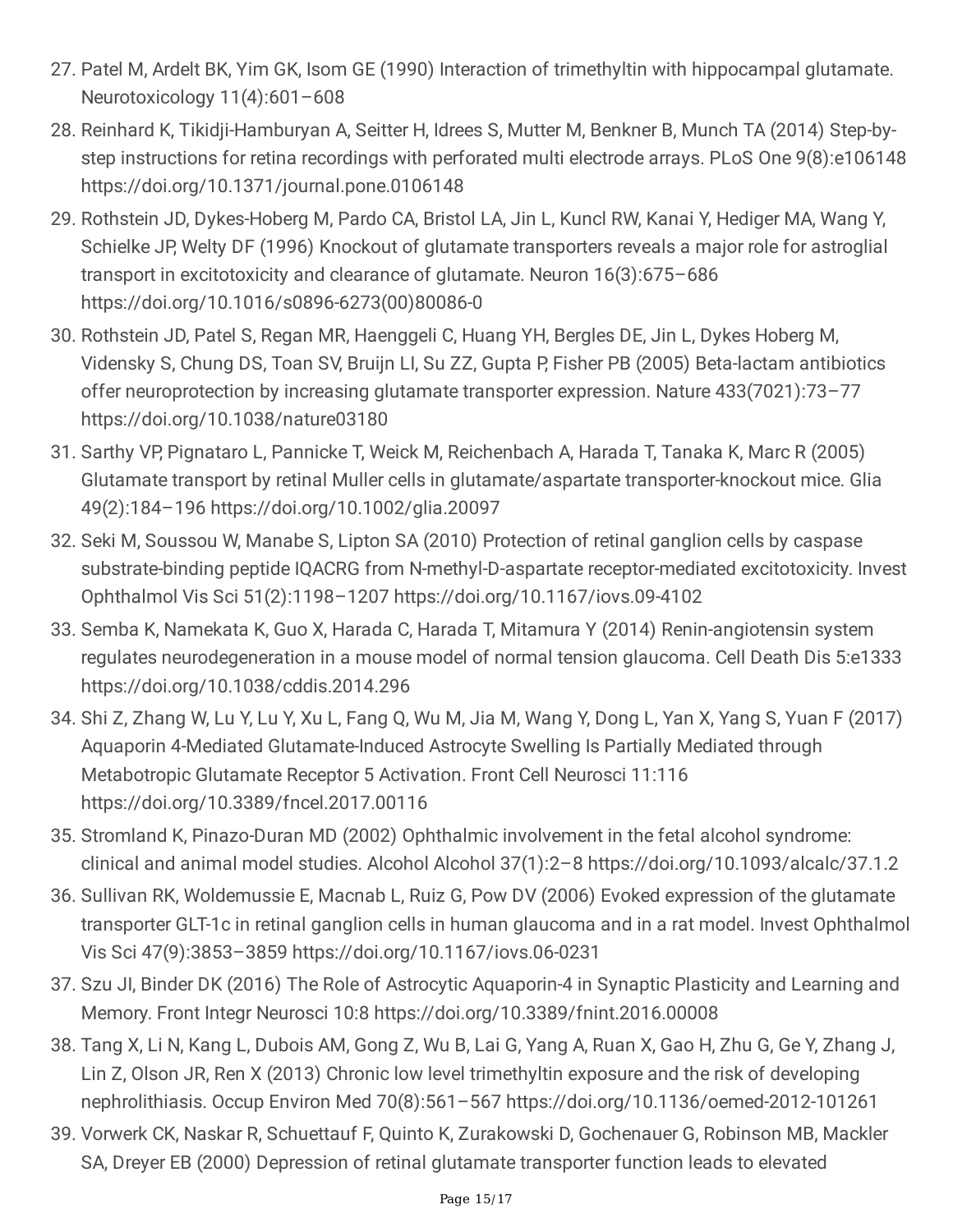27. Patel M, Ardelt BK, Yim GK, Isom GE (1990) Interaction of trimethyltin with hippocampal glutamate. Neurotoxicology 11(4):601–608
28. Reinhard K, Tikidji-Hamburyan A, Seitter H, Idrees S, Mutter M, Benkner B, Munch TA (2014) Step-by-step instructions for retina recordings with perforated multi electrode arrays. PLoS One 9(8):e106148 https://doi.org/10.1371/journal.pone.0106148
29. Rothstein JD, Dykes-Hoberg M, Pardo CA, Bristol LA, Jin L, Kuncl RW, Kanai Y, Hediger MA, Wang Y, Schielke JP, Welty DF (1996) Knockout of glutamate transporters reveals a major role for astroglial transport in excitotoxicity and clearance of glutamate. Neuron 16(3):675–686 https://doi.org/10.1016/s0896-6273(00)80086-0
30. Rothstein JD, Patel S, Regan MR, Haenggeli C, Huang YH, Bergles DE, Jin L, Dykes Hoberg M, Vidensky S, Chung DS, Toan SV, Bruijn LI, Su ZZ, Gupta P, Fisher PB (2005) Beta-lactam antibiotics offer neuroprotection by increasing glutamate transporter expression. Nature 433(7021):73–77 https://doi.org/10.1038/nature03180
31. Sarthy VP, Pignataro L, Pannicke T, Weick M, Reichenbach A, Harada T, Tanaka K, Marc R (2005) Glutamate transport by retinal Muller cells in glutamate/aspartate transporter-knockout mice. Glia 49(2):184–196 https://doi.org/10.1002/glia.20097
32. Seki M, Soussou W, Manabe S, Lipton SA (2010) Protection of retinal ganglion cells by caspase substrate-binding peptide IQACRG from N-methyl-D-aspartate receptor-mediated excitotoxicity. Invest Ophthalmol Vis Sci 51(2):1198–1207 https://doi.org/10.1167/iovs.09-4102
33. Semba K, Namekata K, Guo X, Harada C, Harada T, Mitamura Y (2014) Renin-angiotensin system regulates neurodegeneration in a mouse model of normal tension glaucoma. Cell Death Dis 5:e1333 https://doi.org/10.1038/cddis.2014.296
34. Shi Z, Zhang W, Lu Y, Lu Y, Xu L, Fang Q, Wu M, Jia M, Wang Y, Dong L, Yan X, Yang S, Yuan F (2017) Aquaporin 4-Mediated Glutamate-Induced Astrocyte Swelling Is Partially Mediated through Metabotropic Glutamate Receptor 5 Activation. Front Cell Neurosci 11:116 https://doi.org/10.3389/fncel.2017.00116
35. Stromland K, Pinazo-Duran MD (2002) Ophthalmic involvement in the fetal alcohol syndrome: clinical and animal model studies. Alcohol Alcohol 37(1):2–8 https://doi.org/10.1093/alcalc/37.1.2
36. Sullivan RK, Woldemussie E, Macnab L, Ruiz G, Pow DV (2006) Evoked expression of the glutamate transporter GLT-1c in retinal ganglion cells in human glaucoma and in a rat model. Invest Ophthalmol Vis Sci 47(9):3853–3859 https://doi.org/10.1167/iovs.06-0231
37. Szu JI, Binder DK (2016) The Role of Astrocytic Aquaporin-4 in Synaptic Plasticity and Learning and Memory. Front Integr Neurosci 10:8 https://doi.org/10.3389/fnint.2016.00008
38. Tang X, Li N, Kang L, Dubois AM, Gong Z, Wu B, Lai G, Yang A, Ruan X, Gao H, Zhu G, Ge Y, Zhang J, Lin Z, Olson JR, Ren X (2013) Chronic low level trimethyltin exposure and the risk of developing nephrolithiasis. Occup Environ Med 70(8):561–567 https://doi.org/10.1136/oemed-2012-101261
39. Vorwerk CK, Naskar R, Schuettauf F, Quinto K, Zurakowski D, Gochenauer G, Robinson MB, Mackler SA, Dreyer EB (2000) Depression of retinal glutamate transporter function leads to elevated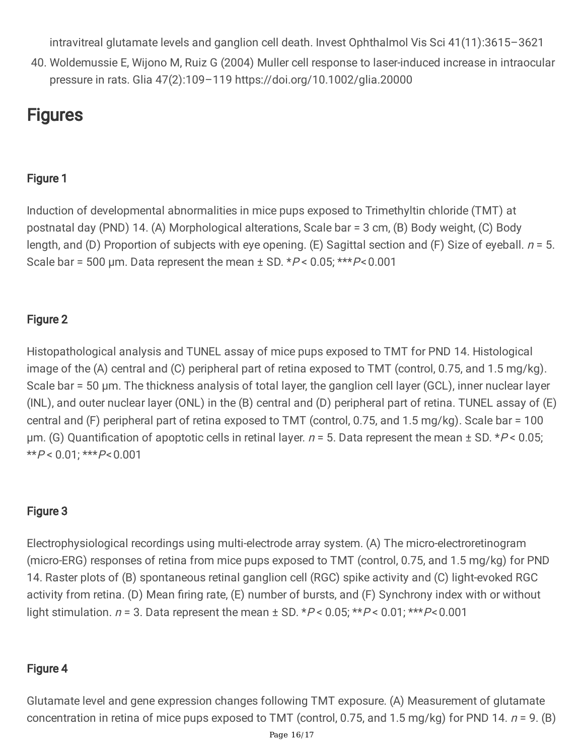intravitreal glutamate levels and ganglion cell death. Invest Ophthalmol Vis Sci 41(11):3615–3621

40. Woldemussie E, Wijono M, Ruiz G (2004) Muller cell response to laser-induced increase in intraocular pressure in rats. Glia 47(2):109–119 https://doi.org/10.1002/glia.20000

# Figures

### Figure 1

Induction of developmental abnormalities in mice pups exposed to Trimethyltin chloride (TMT) at postnatal day (PND) 14. (A) Morphological alterations, Scale bar = 3 cm, (B) Body weight, (C) Body length, and (D) Proportion of subjects with eye opening. (E) Sagittal section and (F) Size of eyeball. *n* = 5. Scale bar = 500 μm. Data represent the mean ± SD. *$P < 0.05$; ***$P < 0.001$

### Figure 2

Histopathological analysis and TUNEL assay of mice pups exposed to TMT for PND 14. Histological image of the (A) central and (C) peripheral part of retina exposed to TMT (control, 0.75, and 1.5 mg/kg). Scale bar = 50 μm. The thickness analysis of total layer, the ganglion cell layer (GCL), inner nuclear layer (INL), and outer nuclear layer (ONL) in the (B) central and (D) peripheral part of retina. TUNEL assay of (E) central and (F) peripheral part of retina exposed to TMT (control, 0.75, and 1.5 mg/kg). Scale bar = 100 μm. (G) Quantification of apoptotic cells in retinal layer. *n* = 5. Data represent the mean ± SD. *$P < 0.05$; **$P < 0.01$; ***$P < 0.001$

### Figure 3

Electrophysiological recordings using multi-electrode array system. (A) The micro-electroretinogram (micro-ERG) responses of retina from mice pups exposed to TMT (control, 0.75, and 1.5 mg/kg) for PND 14. Raster plots of (B) spontaneous retinal ganglion cell (RGC) spike activity and (C) light-evoked RGC activity from retina. (D) Mean firing rate, (E) number of bursts, and (F) Synchrony index with or without light stimulation. *n* = 3. Data represent the mean ± SD. *$P < 0.05$; **$P < 0.01$; ***$P < 0.001$

### Figure 4

Glutamate level and gene expression changes following TMT exposure. (A) Measurement of glutamate concentration in retina of mice pups exposed to TMT (control, 0.75, and 1.5 mg/kg) for PND 14. *n* = 9. (B)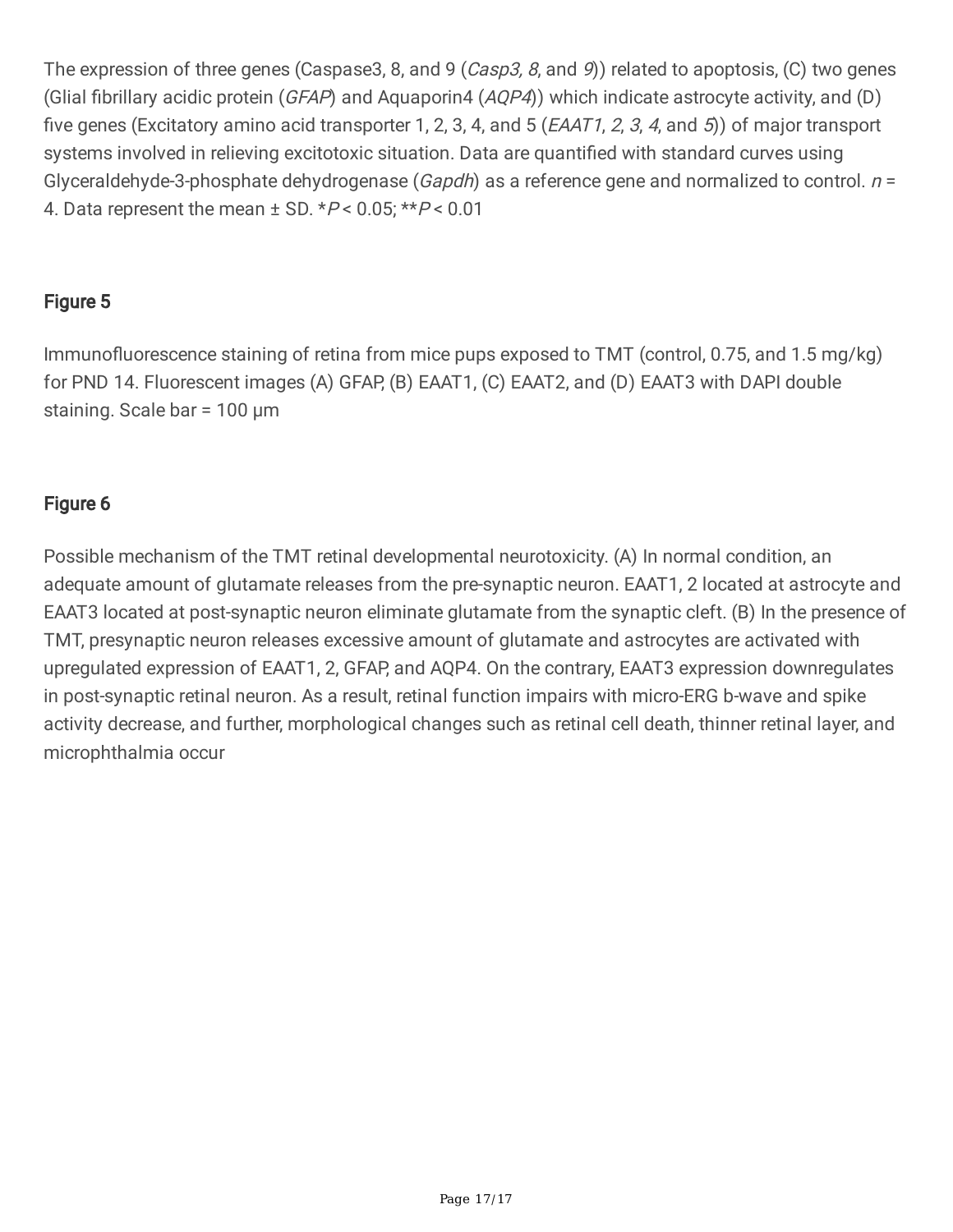The expression of three genes (Caspase3, 8, and 9 (*Casp3, 8*, and *9*)) related to apoptosis, (C) two genes (Glial fibrillary acidic protein (*GFAP*) and Aquaporin4 (*AQP4*)) which indicate astrocyte activity, and (D) five genes (Excitatory amino acid transporter 1, 2, 3, 4, and 5 (*EAAT1*, *2*, *3*, *4*, and *5*)) of major transport systems involved in relieving excitotoxic situation. Data are quantified with standard curves using Glyceraldehyde-3-phosphate dehydrogenase (*Gapdh*) as a reference gene and normalized to control. $n$ = 4. Data represent the mean ± SD. \*$P < 0.05$; \*\*$P < 0.01$

## Figure 5

Immunofluorescence staining of retina from mice pups exposed to TMT (control, 0.75, and 1.5 mg/kg) for PND 14. Fluorescent images (A) GFAP, (B) EAAT1, (C) EAAT2, and (D) EAAT3 with DAPI double staining. Scale bar = 100 μm

## Figure 6

Possible mechanism of the TMT retinal developmental neurotoxicity. (A) In normal condition, an adequate amount of glutamate releases from the pre-synaptic neuron. EAAT1, 2 located at astrocyte and EAAT3 located at post-synaptic neuron eliminate glutamate from the synaptic cleft. (B) In the presence of TMT, presynaptic neuron releases excessive amount of glutamate and astrocytes are activated with upregulated expression of EAAT1, 2, GFAP, and AQP4. On the contrary, EAAT3 expression downregulates in post-synaptic retinal neuron. As a result, retinal function impairs with micro-ERG b-wave and spike activity decrease, and further, morphological changes such as retinal cell death, thinner retinal layer, and microphthalmia occur